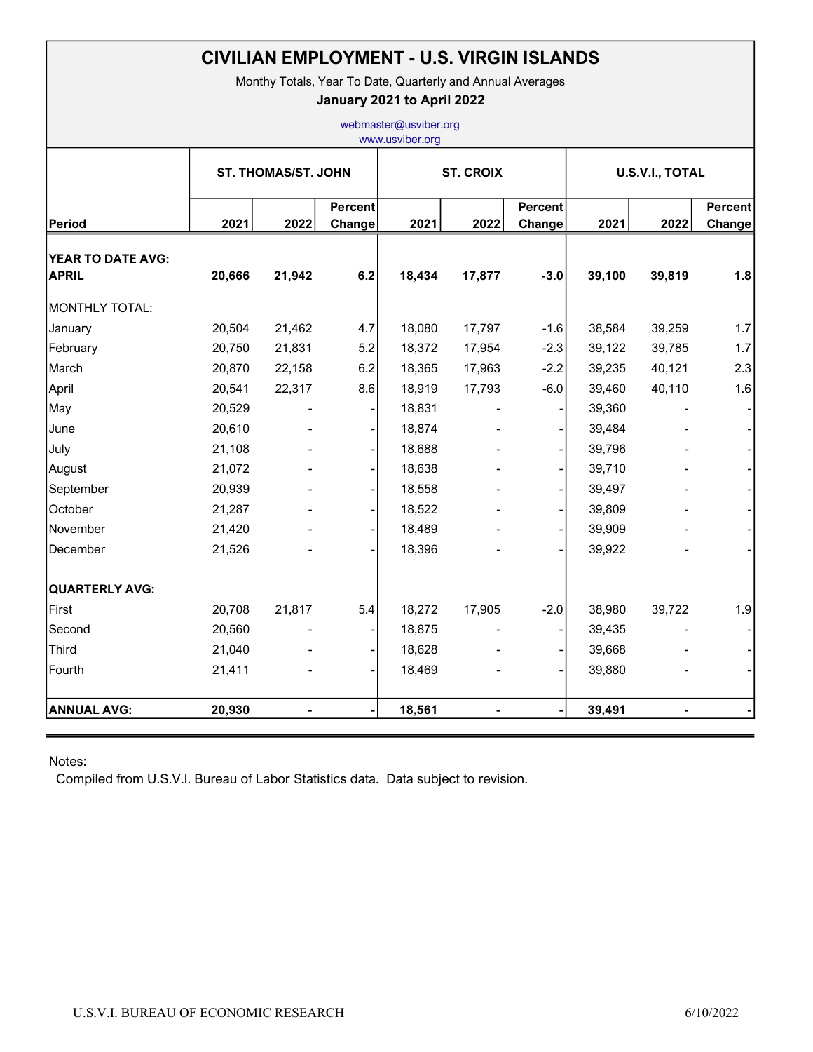# CIVILIAN EMPLOYMENT - U.S. VIRGIN ISLANDS

Monthy Totals, Year To Date, Quarterly and Annual Averages

**January 2021 to April 2022**

webmaster@usviber.org
www.usviber.org

| Period | ST. THOMAS/ST. JOHN | | | ST. CROIX | | | U.S.V.I., TOTAL | | |
|---|---|---|---|---|---|---|---|---|---|
| | 2021 | 2022 | Percent Change | 2021 | 2022 | Percent Change | 2021 | 2022 | Percent Change |
| **YEAR TO DATE AVG: APRIL** | **20,666** | **21,942** | **6.2** | **18,434** | **17,877** | **-3.0** | **39,100** | **39,819** | **1.8** |
| MONTHLY TOTAL: | | | | | | | | | |
| January | 20,504 | 21,462 | 4.7 | 18,080 | 17,797 | -1.6 | 38,584 | 39,259 | 1.7 |
| February | 20,750 | 21,831 | 5.2 | 18,372 | 17,954 | -2.3 | 39,122 | 39,785 | 1.7 |
| March | 20,870 | 22,158 | 6.2 | 18,365 | 17,963 | -2.2 | 39,235 | 40,121 | 2.3 |
| April | 20,541 | 22,317 | 8.6 | 18,919 | 17,793 | -6.0 | 39,460 | 40,110 | 1.6 |
| May | 20,529 | - | - | 18,831 | - | - | 39,360 | - | - |
| June | 20,610 | - | - | 18,874 | - | - | 39,484 | - | - |
| July | 21,108 | - | - | 18,688 | - | - | 39,796 | - | - |
| August | 21,072 | - | - | 18,638 | - | - | 39,710 | - | - |
| September | 20,939 | - | - | 18,558 | - | - | 39,497 | - | - |
| October | 21,287 | - | - | 18,522 | - | - | 39,809 | - | - |
| November | 21,420 | - | - | 18,489 | - | - | 39,909 | - | - |
| December | 21,526 | - | - | 18,396 | - | - | 39,922 | - | - |
| **QUARTERLY AVG:** | | | | | | | | | |
| First | 20,708 | 21,817 | 5.4 | 18,272 | 17,905 | -2.0 | 38,980 | 39,722 | 1.9 |
| Second | 20,560 | - | - | 18,875 | - | - | 39,435 | - | - |
| Third | 21,040 | - | - | 18,628 | - | - | 39,668 | - | - |
| Fourth | 21,411 | - | - | 18,469 | - | - | 39,880 | - | - |
| **ANNUAL AVG:** | **20,930** | **-** | **-** | **18,561** | **-** | **-** | **39,491** | **-** | **-** |

Notes:
Compiled from U.S.V.I. Bureau of Labor Statistics data. Data subject to revision.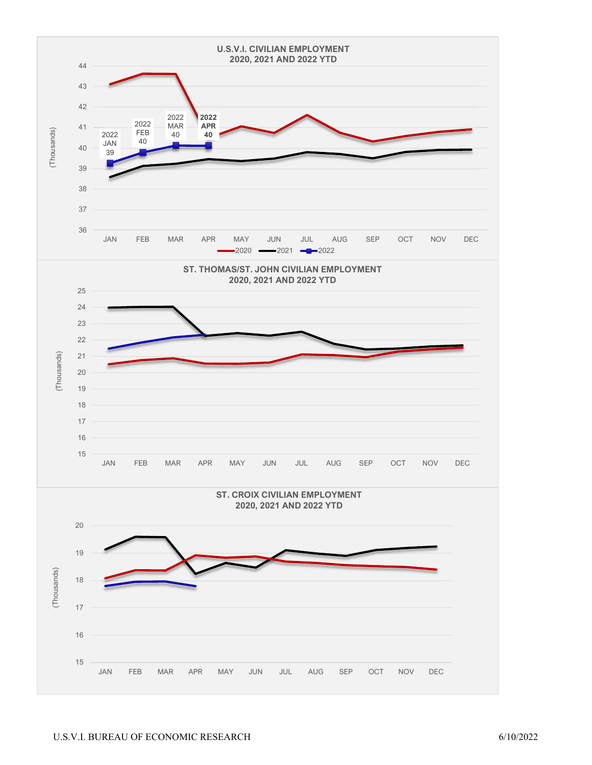U.S.V.I. CIVILIAN EMPLOYMENT
2020, 2021 AND 2022 YTD

(Thousands)

44
43
42
41
40
39
38
37
36

2022 JAN 39
2022 FEB 40
2022 MAR 40
**2022 APR 40**

JAN FEB MAR APR MAY JUN JUL AUG SEP OCT NOV DEC

2020 2021 2022

ST. THOMAS/ST. JOHN CIVILIAN EMPLOYMENT
2020, 2021 AND 2022 YTD

(Thousands)

25
24
23
22
21
20
19
18
17
16
15

JAN FEB MAR APR MAY JUN JUL AUG SEP OCT NOV DEC

ST. CROIX CIVILIAN EMPLOYMENT
2020, 2021 AND 2022 YTD

(Thousands)

20
19
18
17
16
15

JAN FEB MAR APR MAY JUN JUL AUG SEP OCT NOV DEC

U.S.V.I. BUREAU OF ECONOMIC RESEARCH 6/10/2022